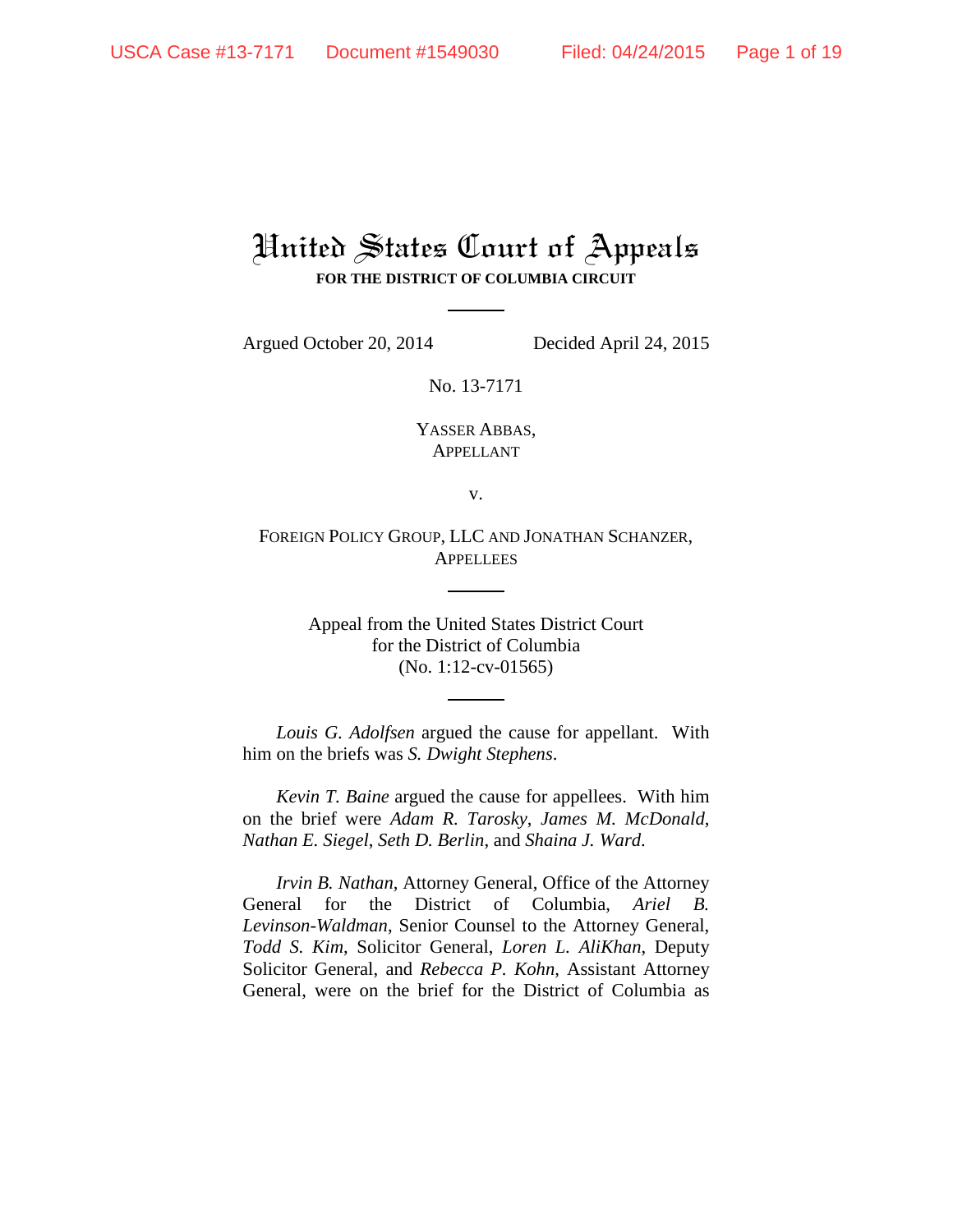# United States Court of Appeals
**FOR THE DISTRICT OF COLUMBIA CIRCUIT**

Argued October 20, 2014 Decided April 24, 2015

No. 13-7171

YASSER ABBAS,
APPELLANT

v.

FOREIGN POLICY GROUP, LLC AND JONATHAN SCHANZER,
APPELLEES

Appeal from the United States District Court
for the District of Columbia
(No. 1:12-cv-01565)

*Louis G. Adolfsen* argued the cause for appellant. With him on the briefs was *S. Dwight Stephens*.

*Kevin T. Baine* argued the cause for appellees. With him on the brief were *Adam R. Tarosky*, *James M. McDonald*, *Nathan E. Siegel*, *Seth D. Berlin*, and *Shaina J. Ward*.

*Irvin B. Nathan*, Attorney General, Office of the Attorney General for the District of Columbia, *Ariel B. Levinson-Waldman*, Senior Counsel to the Attorney General, *Todd S. Kim*, Solicitor General, *Loren L. AliKhan*, Deputy Solicitor General, and *Rebecca P. Kohn*, Assistant Attorney General, were on the brief for the District of Columbia as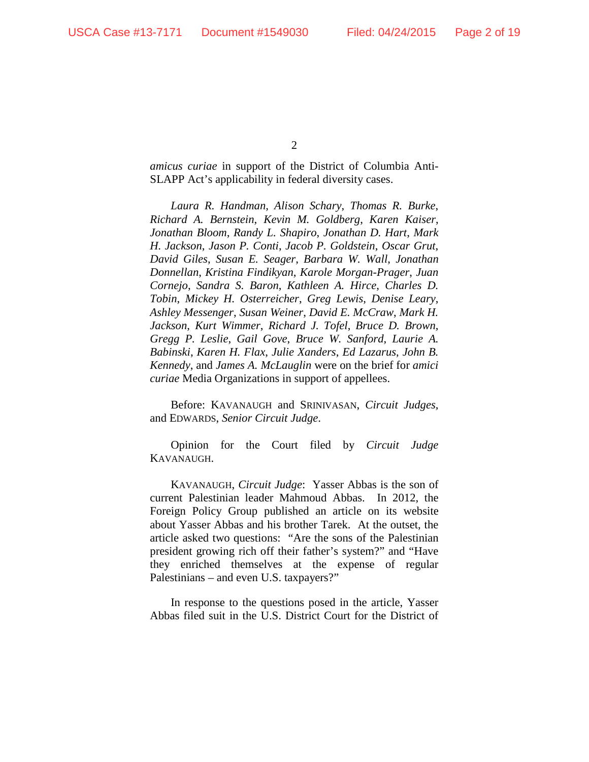*amicus curiae* in support of the District of Columbia Anti-SLAPP Act's applicability in federal diversity cases.

*Laura R. Handman*, *Alison Schary*, *Thomas R. Burke*, *Richard A. Bernstein*, *Kevin M. Goldberg*, *Karen Kaiser*, *Jonathan Bloom*, *Randy L. Shapiro*, *Jonathan D. Hart*, *Mark H. Jackson*, *Jason P. Conti*, *Jacob P. Goldstein*, *Oscar Grut*, *David Giles*, *Susan E. Seager*, *Barbara W. Wall*, *Jonathan Donnellan*, *Kristina Findikyan*, *Karole Morgan-Prager*, *Juan Cornejo*, *Sandra S. Baron*, *Kathleen A. Hirce*, *Charles D. Tobin*, *Mickey H. Osterreicher*, *Greg Lewis*, *Denise Leary*, *Ashley Messenger*, *Susan Weiner*, *David E. McCraw*, *Mark H. Jackson*, *Kurt Wimmer*, *Richard J. Tofel*, *Bruce D. Brown*, *Gregg P. Leslie*, *Gail Gove*, *Bruce W. Sanford*, *Laurie A. Babinski*, *Karen H. Flax*, *Julie Xanders*, *Ed Lazarus*, *John B. Kennedy*, and *James A. McLauglin* were on the brief for *amici curiae* Media Organizations in support of appellees.

Before: KAVANAUGH and SRINIVASAN, *Circuit Judges*, and EDWARDS, *Senior Circuit Judge*.

Opinion for the Court filed by *Circuit Judge* KAVANAUGH.

KAVANAUGH, *Circuit Judge*: Yasser Abbas is the son of current Palestinian leader Mahmoud Abbas. In 2012, the Foreign Policy Group published an article on its website about Yasser Abbas and his brother Tarek. At the outset, the article asked two questions: "Are the sons of the Palestinian president growing rich off their father's system?" and "Have they enriched themselves at the expense of regular Palestinians – and even U.S. taxpayers?"

In response to the questions posed in the article, Yasser Abbas filed suit in the U.S. District Court for the District of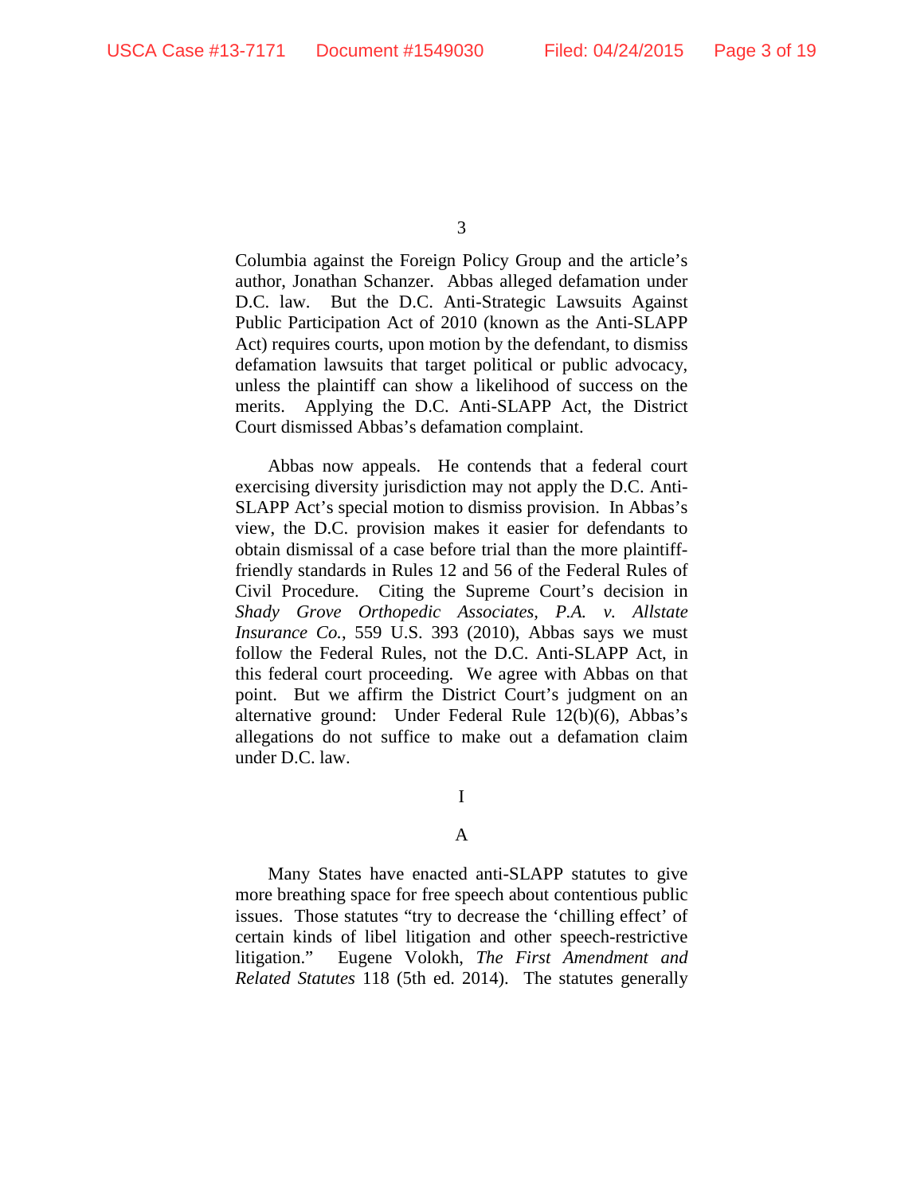Columbia against the Foreign Policy Group and the article's author, Jonathan Schanzer. Abbas alleged defamation under D.C. law. But the D.C. Anti-Strategic Lawsuits Against Public Participation Act of 2010 (known as the Anti-SLAPP Act) requires courts, upon motion by the defendant, to dismiss defamation lawsuits that target political or public advocacy, unless the plaintiff can show a likelihood of success on the merits. Applying the D.C. Anti-SLAPP Act, the District Court dismissed Abbas's defamation complaint.

Abbas now appeals. He contends that a federal court exercising diversity jurisdiction may not apply the D.C. Anti-SLAPP Act's special motion to dismiss provision. In Abbas's view, the D.C. provision makes it easier for defendants to obtain dismissal of a case before trial than the more plaintiff-friendly standards in Rules 12 and 56 of the Federal Rules of Civil Procedure. Citing the Supreme Court's decision in *Shady Grove Orthopedic Associates, P.A. v. Allstate Insurance Co.*, 559 U.S. 393 (2010), Abbas says we must follow the Federal Rules, not the D.C. Anti-SLAPP Act, in this federal court proceeding. We agree with Abbas on that point. But we affirm the District Court's judgment on an alternative ground: Under Federal Rule 12(b)(6), Abbas's allegations do not suffice to make out a defamation claim under D.C. law.

# I

## A

Many States have enacted anti-SLAPP statutes to give more breathing space for free speech about contentious public issues. Those statutes "try to decrease the 'chilling effect' of certain kinds of libel litigation and other speech-restrictive litigation." Eugene Volokh, *The First Amendment and Related Statutes* 118 (5th ed. 2014). The statutes generally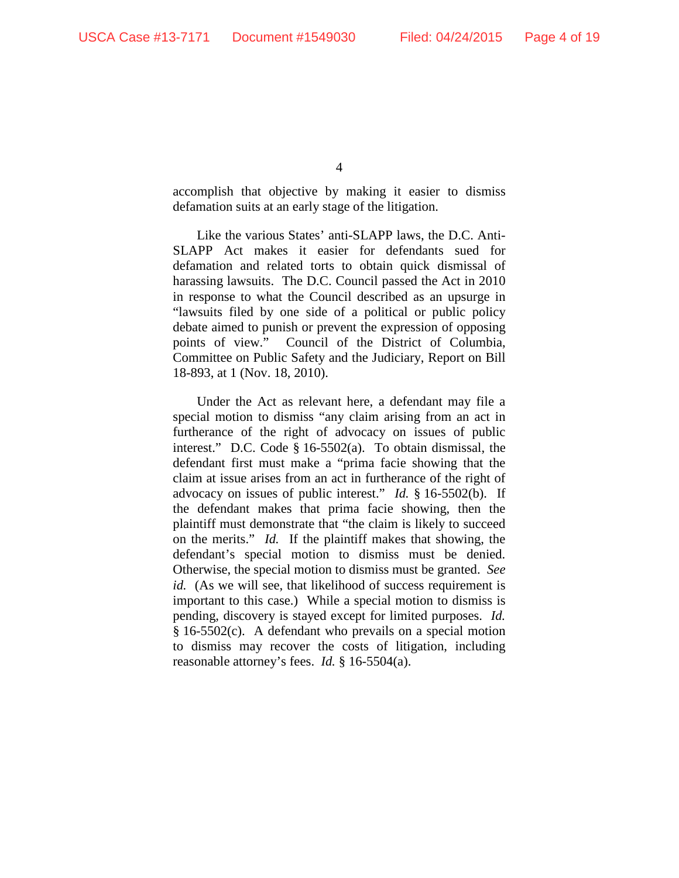accomplish that objective by making it easier to dismiss defamation suits at an early stage of the litigation.

Like the various States' anti-SLAPP laws, the D.C. Anti-SLAPP Act makes it easier for defendants sued for defamation and related torts to obtain quick dismissal of harassing lawsuits. The D.C. Council passed the Act in 2010 in response to what the Council described as an upsurge in "lawsuits filed by one side of a political or public policy debate aimed to punish or prevent the expression of opposing points of view." Council of the District of Columbia, Committee on Public Safety and the Judiciary, Report on Bill 18-893, at 1 (Nov. 18, 2010).

Under the Act as relevant here, a defendant may file a special motion to dismiss "any claim arising from an act in furtherance of the right of advocacy on issues of public interest." D.C. Code § 16-5502(a). To obtain dismissal, the defendant first must make a "prima facie showing that the claim at issue arises from an act in furtherance of the right of advocacy on issues of public interest." *Id.* § 16-5502(b). If the defendant makes that prima facie showing, then the plaintiff must demonstrate that "the claim is likely to succeed on the merits." *Id.* If the plaintiff makes that showing, the defendant's special motion to dismiss must be denied. Otherwise, the special motion to dismiss must be granted. *See id.* (As we will see, that likelihood of success requirement is important to this case.) While a special motion to dismiss is pending, discovery is stayed except for limited purposes. *Id.* § 16-5502(c). A defendant who prevails on a special motion to dismiss may recover the costs of litigation, including reasonable attorney's fees. *Id.* § 16-5504(a).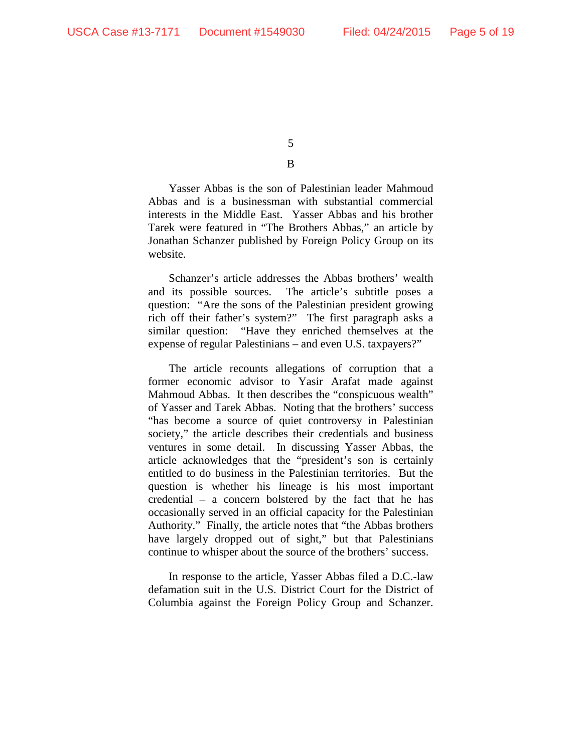## B

Yasser Abbas is the son of Palestinian leader Mahmoud Abbas and is a businessman with substantial commercial interests in the Middle East. Yasser Abbas and his brother Tarek were featured in "The Brothers Abbas," an article by Jonathan Schanzer published by Foreign Policy Group on its website.

Schanzer's article addresses the Abbas brothers' wealth and its possible sources. The article's subtitle poses a question: "Are the sons of the Palestinian president growing rich off their father's system?" The first paragraph asks a similar question: "Have they enriched themselves at the expense of regular Palestinians – and even U.S. taxpayers?"

The article recounts allegations of corruption that a former economic advisor to Yasir Arafat made against Mahmoud Abbas. It then describes the "conspicuous wealth" of Yasser and Tarek Abbas. Noting that the brothers' success "has become a source of quiet controversy in Palestinian society," the article describes their credentials and business ventures in some detail. In discussing Yasser Abbas, the article acknowledges that the "president's son is certainly entitled to do business in the Palestinian territories. But the question is whether his lineage is his most important credential – a concern bolstered by the fact that he has occasionally served in an official capacity for the Palestinian Authority." Finally, the article notes that "the Abbas brothers have largely dropped out of sight," but that Palestinians continue to whisper about the source of the brothers' success.

In response to the article, Yasser Abbas filed a D.C.-law defamation suit in the U.S. District Court for the District of Columbia against the Foreign Policy Group and Schanzer.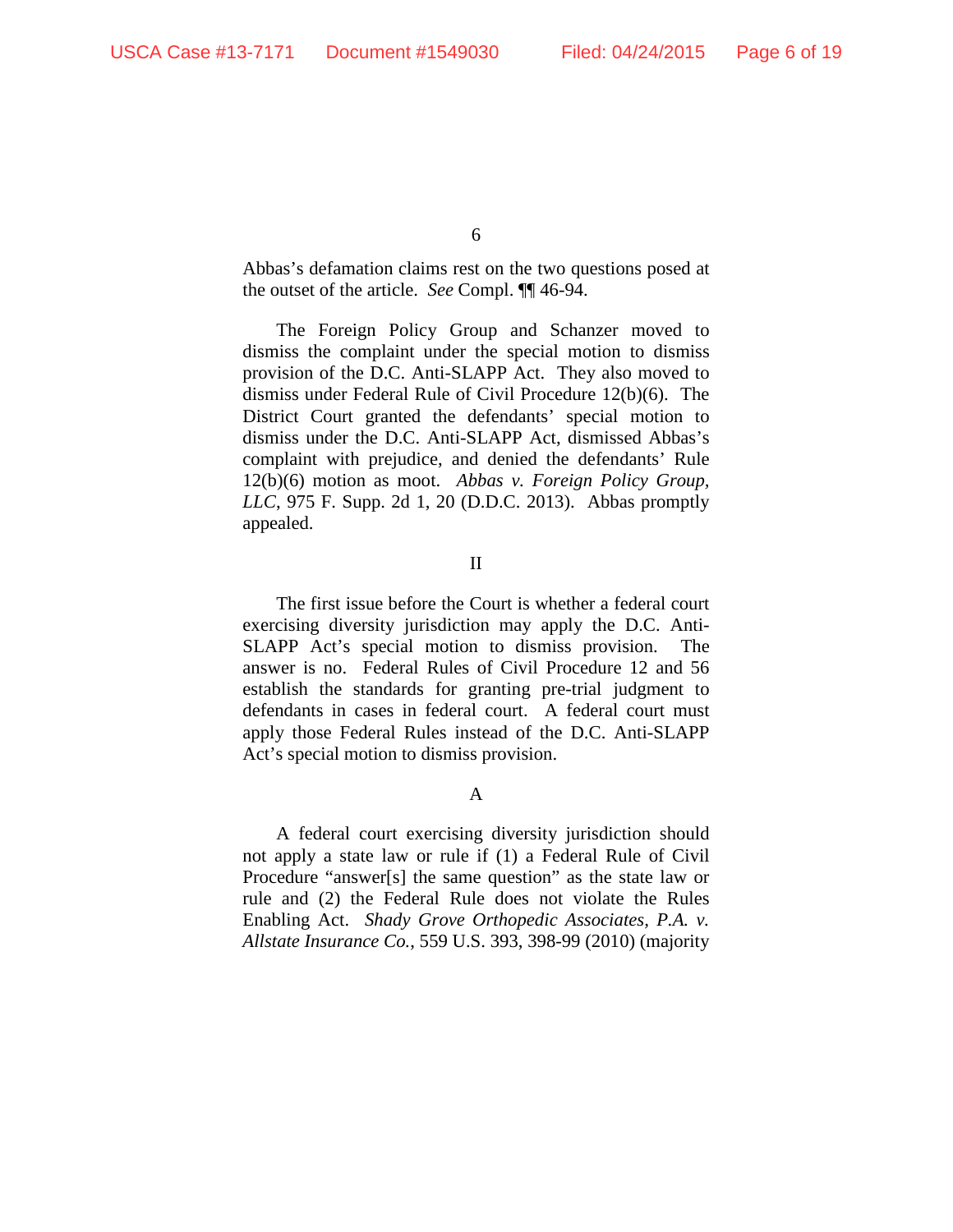Abbas's defamation claims rest on the two questions posed at the outset of the article. *See* Compl. ¶¶ 46-94.

The Foreign Policy Group and Schanzer moved to dismiss the complaint under the special motion to dismiss provision of the D.C. Anti-SLAPP Act. They also moved to dismiss under Federal Rule of Civil Procedure 12(b)(6). The District Court granted the defendants' special motion to dismiss under the D.C. Anti-SLAPP Act, dismissed Abbas's complaint with prejudice, and denied the defendants' Rule 12(b)(6) motion as moot. *Abbas v. Foreign Policy Group, LLC*, 975 F. Supp. 2d 1, 20 (D.D.C. 2013). Abbas promptly appealed.

## II

The first issue before the Court is whether a federal court exercising diversity jurisdiction may apply the D.C. Anti-SLAPP Act's special motion to dismiss provision. The answer is no. Federal Rules of Civil Procedure 12 and 56 establish the standards for granting pre-trial judgment to defendants in cases in federal court. A federal court must apply those Federal Rules instead of the D.C. Anti-SLAPP Act's special motion to dismiss provision.

### A

A federal court exercising diversity jurisdiction should not apply a state law or rule if (1) a Federal Rule of Civil Procedure "answer[s] the same question" as the state law or rule and (2) the Federal Rule does not violate the Rules Enabling Act. *Shady Grove Orthopedic Associates, P.A. v. Allstate Insurance Co.*, 559 U.S. 393, 398-99 (2010) (majority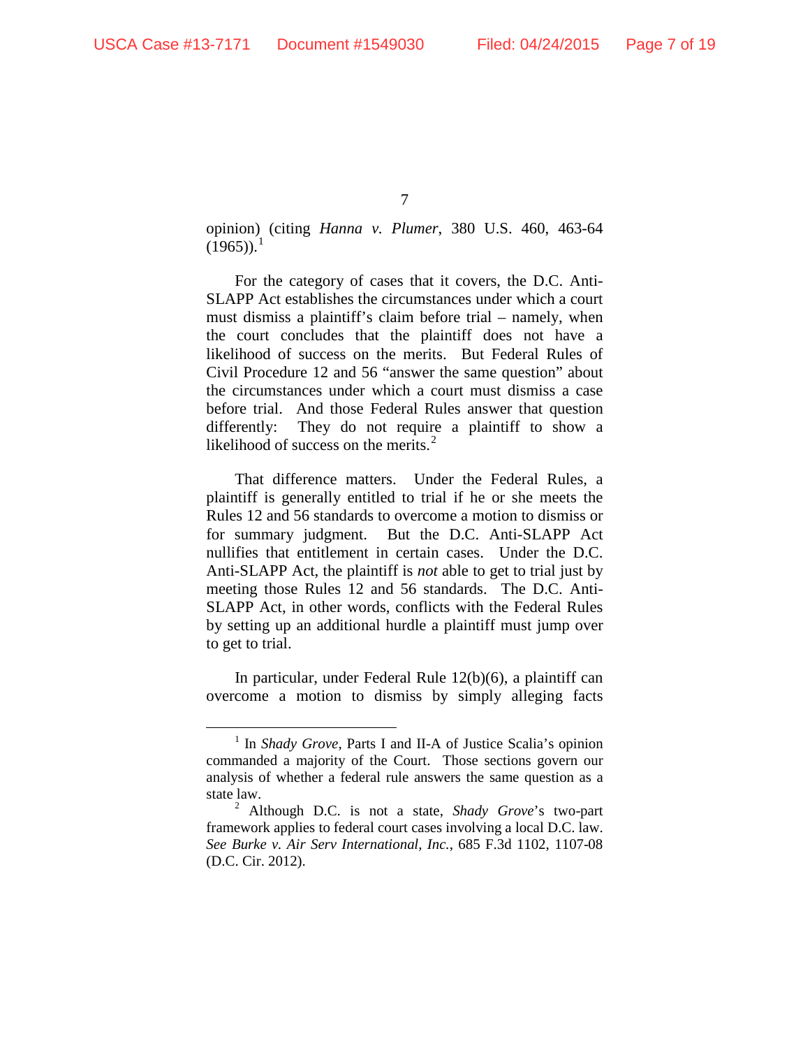opinion) (citing *Hanna v. Plumer*, 380 U.S. 460, 463-64 (1965)).[1]

For the category of cases that it covers, the D.C. Anti-SLAPP Act establishes the circumstances under which a court must dismiss a plaintiff's claim before trial – namely, when the court concludes that the plaintiff does not have a likelihood of success on the merits. But Federal Rules of Civil Procedure 12 and 56 "answer the same question" about the circumstances under which a court must dismiss a case before trial. And those Federal Rules answer that question differently: They do not require a plaintiff to show a likelihood of success on the merits.[2]

That difference matters. Under the Federal Rules, a plaintiff is generally entitled to trial if he or she meets the Rules 12 and 56 standards to overcome a motion to dismiss or for summary judgment. But the D.C. Anti-SLAPP Act nullifies that entitlement in certain cases. Under the D.C. Anti-SLAPP Act, the plaintiff is *not* able to get to trial just by meeting those Rules 12 and 56 standards. The D.C. Anti-SLAPP Act, in other words, conflicts with the Federal Rules by setting up an additional hurdle a plaintiff must jump over to get to trial.

In particular, under Federal Rule 12(b)(6), a plaintiff can overcome a motion to dismiss by simply alleging facts

---

[1] In *Shady Grove*, Parts I and II-A of Justice Scalia's opinion commanded a majority of the Court. Those sections govern our analysis of whether a federal rule answers the same question as a state law.

[2] Although D.C. is not a state, *Shady Grove*'s two-part framework applies to federal court cases involving a local D.C. law. *See Burke v. Air Serv International, Inc.*, 685 F.3d 1102, 1107-08 (D.C. Cir. 2012).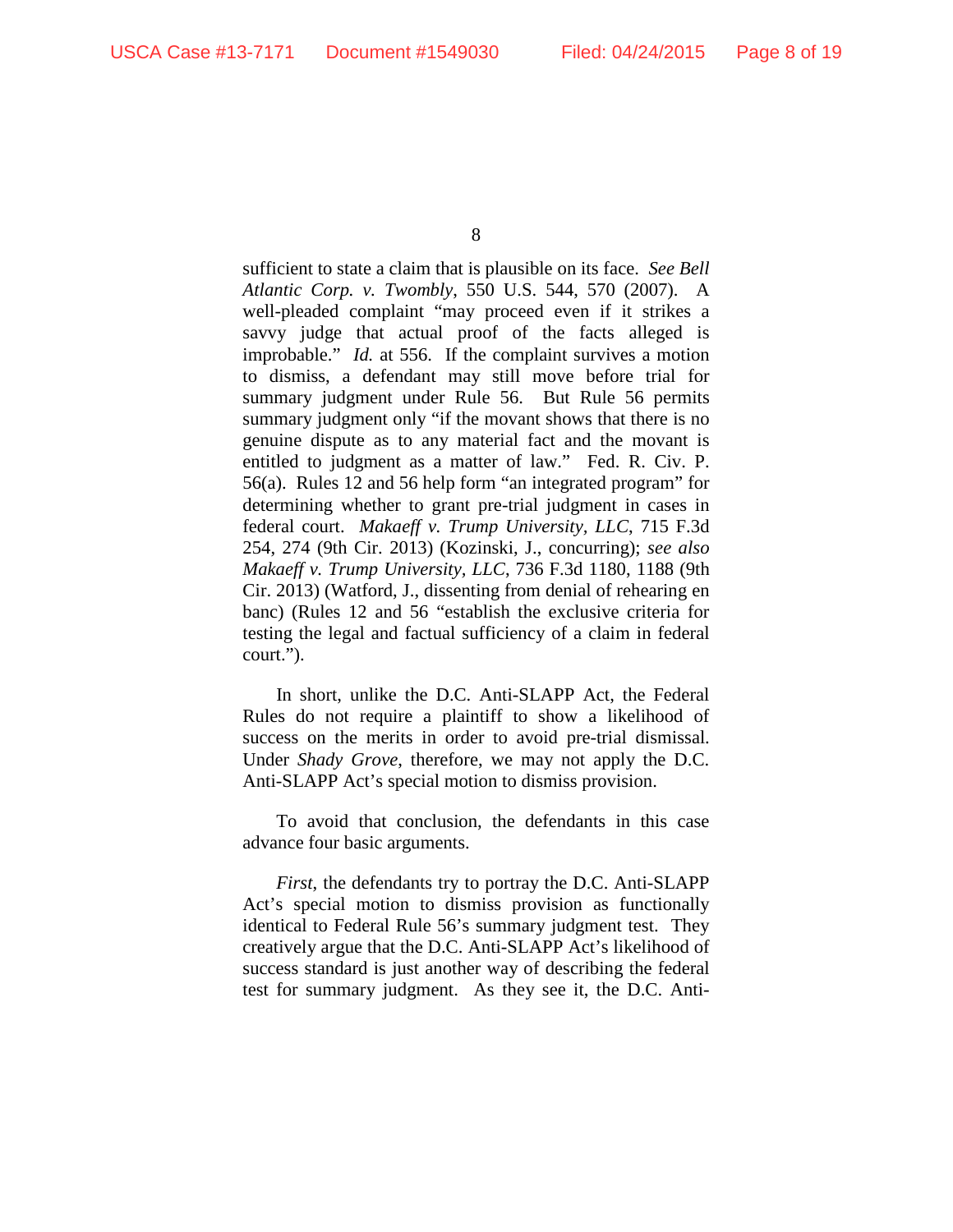sufficient to state a claim that is plausible on its face. *See Bell Atlantic Corp. v. Twombly*, 550 U.S. 544, 570 (2007). A well-pleaded complaint "may proceed even if it strikes a savvy judge that actual proof of the facts alleged is improbable." *Id.* at 556. If the complaint survives a motion to dismiss, a defendant may still move before trial for summary judgment under Rule 56. But Rule 56 permits summary judgment only "if the movant shows that there is no genuine dispute as to any material fact and the movant is entitled to judgment as a matter of law." Fed. R. Civ. P. 56(a). Rules 12 and 56 help form "an integrated program" for determining whether to grant pre-trial judgment in cases in federal court. *Makaeff v. Trump University, LLC*, 715 F.3d 254, 274 (9th Cir. 2013) (Kozinski, J., concurring); *see also Makaeff v. Trump University, LLC*, 736 F.3d 1180, 1188 (9th Cir. 2013) (Watford, J., dissenting from denial of rehearing en banc) (Rules 12 and 56 "establish the exclusive criteria for testing the legal and factual sufficiency of a claim in federal court.").

In short, unlike the D.C. Anti-SLAPP Act, the Federal Rules do not require a plaintiff to show a likelihood of success on the merits in order to avoid pre-trial dismissal. Under *Shady Grove*, therefore, we may not apply the D.C. Anti-SLAPP Act's special motion to dismiss provision.

To avoid that conclusion, the defendants in this case advance four basic arguments.

*First*, the defendants try to portray the D.C. Anti-SLAPP Act's special motion to dismiss provision as functionally identical to Federal Rule 56's summary judgment test. They creatively argue that the D.C. Anti-SLAPP Act's likelihood of success standard is just another way of describing the federal test for summary judgment. As they see it, the D.C. Anti-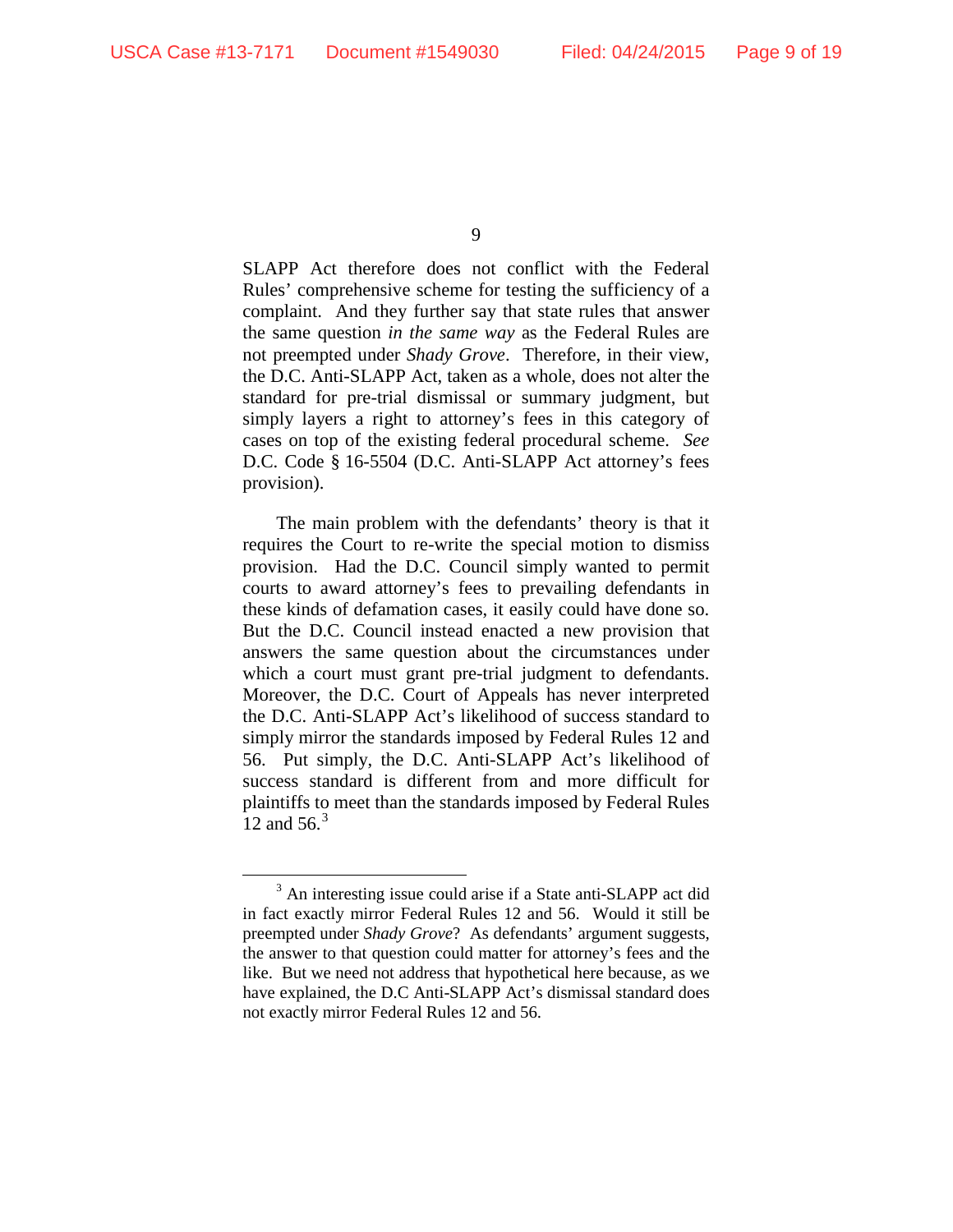SLAPP Act therefore does not conflict with the Federal Rules' comprehensive scheme for testing the sufficiency of a complaint. And they further say that state rules that answer the same question *in the same way* as the Federal Rules are not preempted under *Shady Grove*. Therefore, in their view, the D.C. Anti-SLAPP Act, taken as a whole, does not alter the standard for pre-trial dismissal or summary judgment, but simply layers a right to attorney's fees in this category of cases on top of the existing federal procedural scheme. *See* D.C. Code § 16-5504 (D.C. Anti-SLAPP Act attorney's fees provision).

The main problem with the defendants' theory is that it requires the Court to re-write the special motion to dismiss provision. Had the D.C. Council simply wanted to permit courts to award attorney's fees to prevailing defendants in these kinds of defamation cases, it easily could have done so. But the D.C. Council instead enacted a new provision that answers the same question about the circumstances under which a court must grant pre-trial judgment to defendants. Moreover, the D.C. Court of Appeals has never interpreted the D.C. Anti-SLAPP Act's likelihood of success standard to simply mirror the standards imposed by Federal Rules 12 and 56. Put simply, the D.C. Anti-SLAPP Act's likelihood of success standard is different from and more difficult for plaintiffs to meet than the standards imposed by Federal Rules 12 and 56.[3]

---

[3] An interesting issue could arise if a State anti-SLAPP act did in fact exactly mirror Federal Rules 12 and 56. Would it still be preempted under *Shady Grove*? As defendants' argument suggests, the answer to that question could matter for attorney's fees and the like. But we need not address that hypothetical here because, as we have explained, the D.C Anti-SLAPP Act's dismissal standard does not exactly mirror Federal Rules 12 and 56.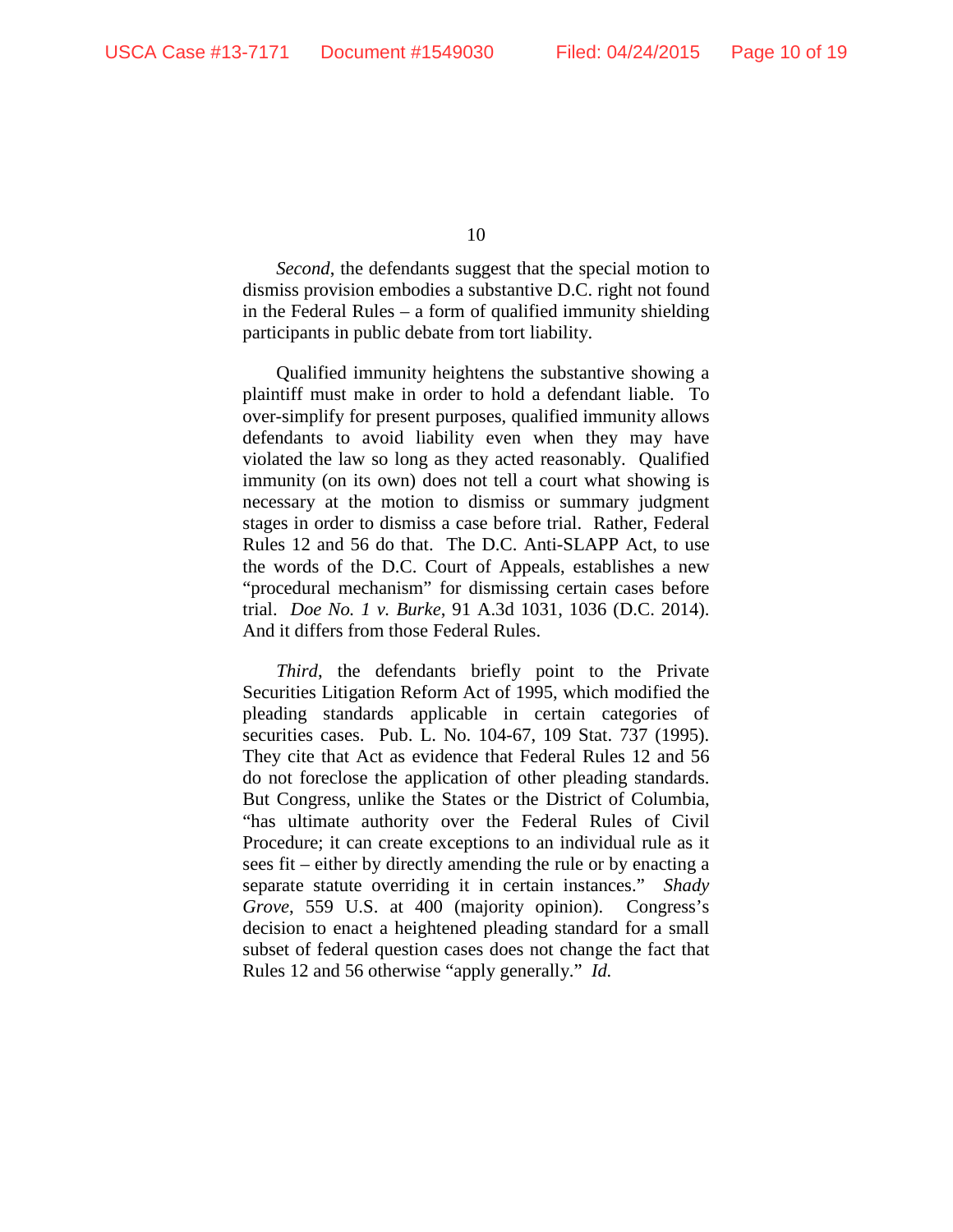*Second*, the defendants suggest that the special motion to dismiss provision embodies a substantive D.C. right not found in the Federal Rules – a form of qualified immunity shielding participants in public debate from tort liability.

Qualified immunity heightens the substantive showing a plaintiff must make in order to hold a defendant liable. To over-simplify for present purposes, qualified immunity allows defendants to avoid liability even when they may have violated the law so long as they acted reasonably. Qualified immunity (on its own) does not tell a court what showing is necessary at the motion to dismiss or summary judgment stages in order to dismiss a case before trial. Rather, Federal Rules 12 and 56 do that. The D.C. Anti-SLAPP Act, to use the words of the D.C. Court of Appeals, establishes a new "procedural mechanism" for dismissing certain cases before trial. *Doe No. 1 v. Burke*, 91 A.3d 1031, 1036 (D.C. 2014). And it differs from those Federal Rules.

*Third*, the defendants briefly point to the Private Securities Litigation Reform Act of 1995, which modified the pleading standards applicable in certain categories of securities cases. Pub. L. No. 104-67, 109 Stat. 737 (1995). They cite that Act as evidence that Federal Rules 12 and 56 do not foreclose the application of other pleading standards. But Congress, unlike the States or the District of Columbia, "has ultimate authority over the Federal Rules of Civil Procedure; it can create exceptions to an individual rule as it sees fit – either by directly amending the rule or by enacting a separate statute overriding it in certain instances." *Shady Grove*, 559 U.S. at 400 (majority opinion). Congress's decision to enact a heightened pleading standard for a small subset of federal question cases does not change the fact that Rules 12 and 56 otherwise "apply generally." *Id.*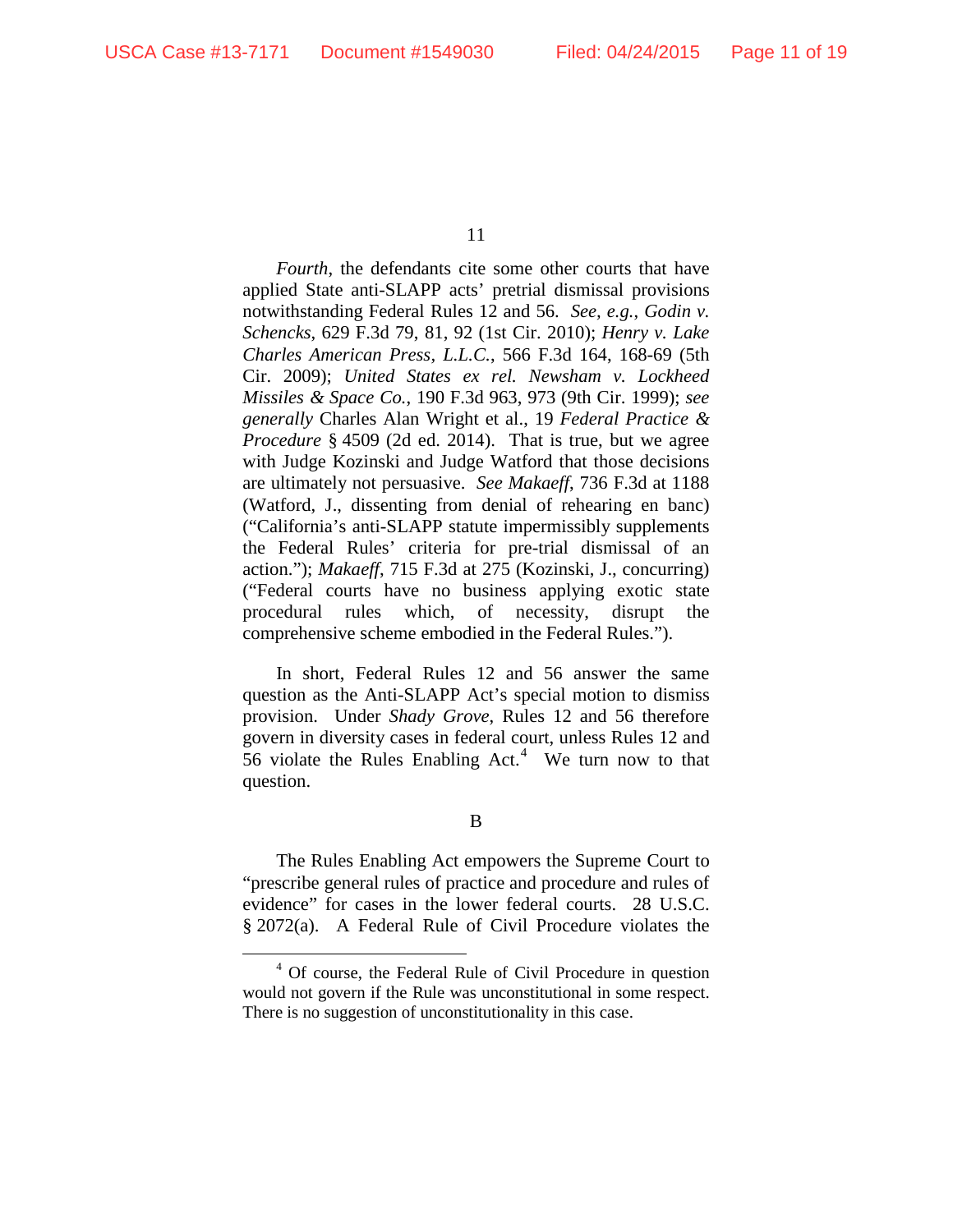*Fourth*, the defendants cite some other courts that have applied State anti-SLAPP acts' pretrial dismissal provisions notwithstanding Federal Rules 12 and 56. *See, e.g.*, *Godin v. Schencks*, 629 F.3d 79, 81, 92 (1st Cir. 2010); *Henry v. Lake Charles American Press, L.L.C.*, 566 F.3d 164, 168-69 (5th Cir. 2009); *United States ex rel. Newsham v. Lockheed Missiles & Space Co.*, 190 F.3d 963, 973 (9th Cir. 1999); *see generally* Charles Alan Wright et al., 19 *Federal Practice & Procedure* § 4509 (2d ed. 2014). That is true, but we agree with Judge Kozinski and Judge Watford that those decisions are ultimately not persuasive. *See Makaeff*, 736 F.3d at 1188 (Watford, J., dissenting from denial of rehearing en banc) ("California's anti-SLAPP statute impermissibly supplements the Federal Rules' criteria for pre-trial dismissal of an action."); *Makaeff*, 715 F.3d at 275 (Kozinski, J., concurring) ("Federal courts have no business applying exotic state procedural rules which, of necessity, disrupt the comprehensive scheme embodied in the Federal Rules.").

In short, Federal Rules 12 and 56 answer the same question as the Anti-SLAPP Act's special motion to dismiss provision. Under *Shady Grove*, Rules 12 and 56 therefore govern in diversity cases in federal court, unless Rules 12 and 56 violate the Rules Enabling Act.[4] We turn now to that question.

B

The Rules Enabling Act empowers the Supreme Court to "prescribe general rules of practice and procedure and rules of evidence" for cases in the lower federal courts. 28 U.S.C. § 2072(a). A Federal Rule of Civil Procedure violates the

[4] Of course, the Federal Rule of Civil Procedure in question would not govern if the Rule was unconstitutional in some respect. There is no suggestion of unconstitutionality in this case.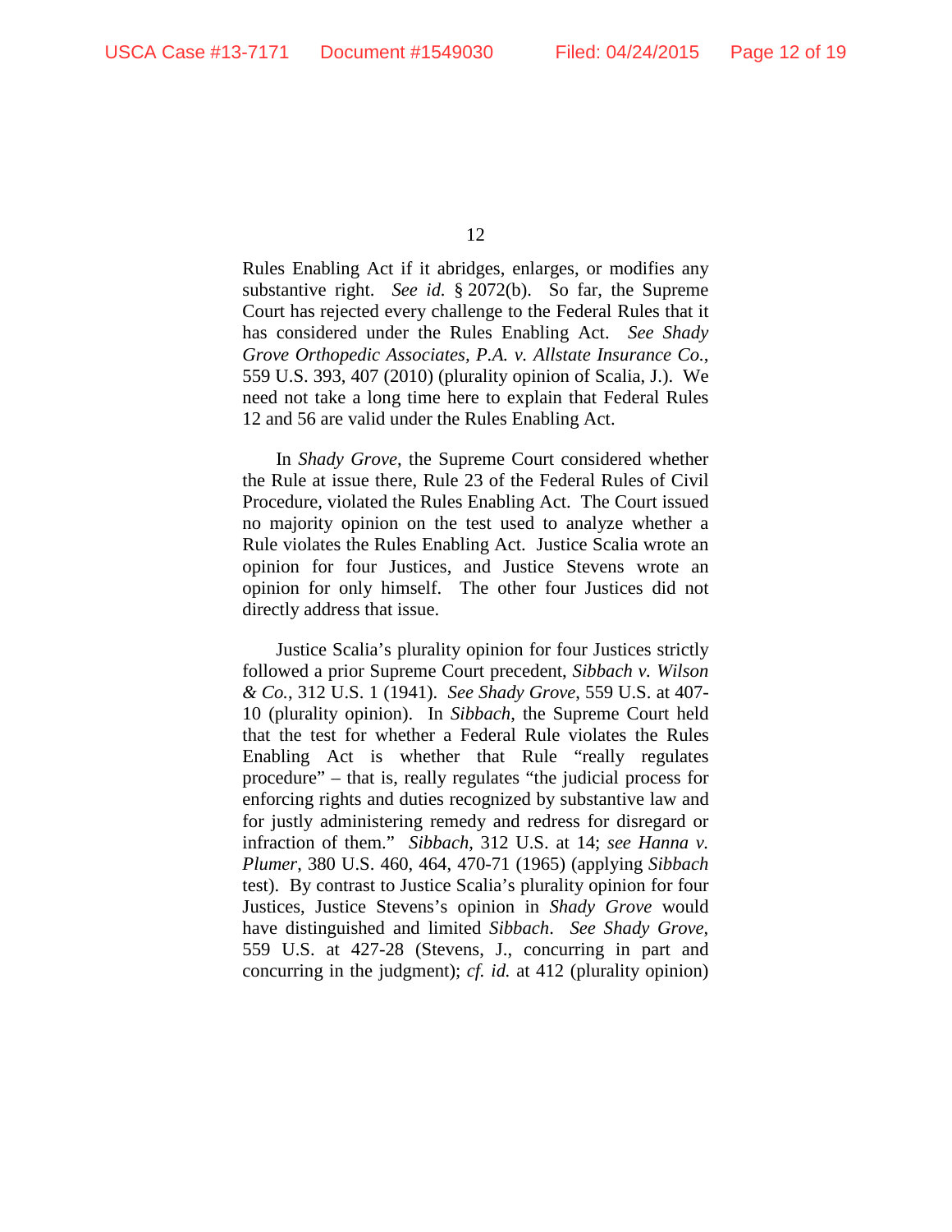Rules Enabling Act if it abridges, enlarges, or modifies any substantive right. *See id.* § 2072(b). So far, the Supreme Court has rejected every challenge to the Federal Rules that it has considered under the Rules Enabling Act. *See Shady Grove Orthopedic Associates, P.A. v. Allstate Insurance Co.*, 559 U.S. 393, 407 (2010) (plurality opinion of Scalia, J.). We need not take a long time here to explain that Federal Rules 12 and 56 are valid under the Rules Enabling Act.

In *Shady Grove*, the Supreme Court considered whether the Rule at issue there, Rule 23 of the Federal Rules of Civil Procedure, violated the Rules Enabling Act. The Court issued no majority opinion on the test used to analyze whether a Rule violates the Rules Enabling Act. Justice Scalia wrote an opinion for four Justices, and Justice Stevens wrote an opinion for only himself. The other four Justices did not directly address that issue.

Justice Scalia's plurality opinion for four Justices strictly followed a prior Supreme Court precedent, *Sibbach v. Wilson & Co.*, 312 U.S. 1 (1941). *See Shady Grove*, 559 U.S. at 407-10 (plurality opinion). In *Sibbach*, the Supreme Court held that the test for whether a Federal Rule violates the Rules Enabling Act is whether that Rule "really regulates procedure" – that is, really regulates "the judicial process for enforcing rights and duties recognized by substantive law and for justly administering remedy and redress for disregard or infraction of them." *Sibbach*, 312 U.S. at 14; *see Hanna v. Plumer*, 380 U.S. 460, 464, 470-71 (1965) (applying *Sibbach* test). By contrast to Justice Scalia's plurality opinion for four Justices, Justice Stevens's opinion in *Shady Grove* would have distinguished and limited *Sibbach*. *See Shady Grove*, 559 U.S. at 427-28 (Stevens, J., concurring in part and concurring in the judgment); *cf. id.* at 412 (plurality opinion)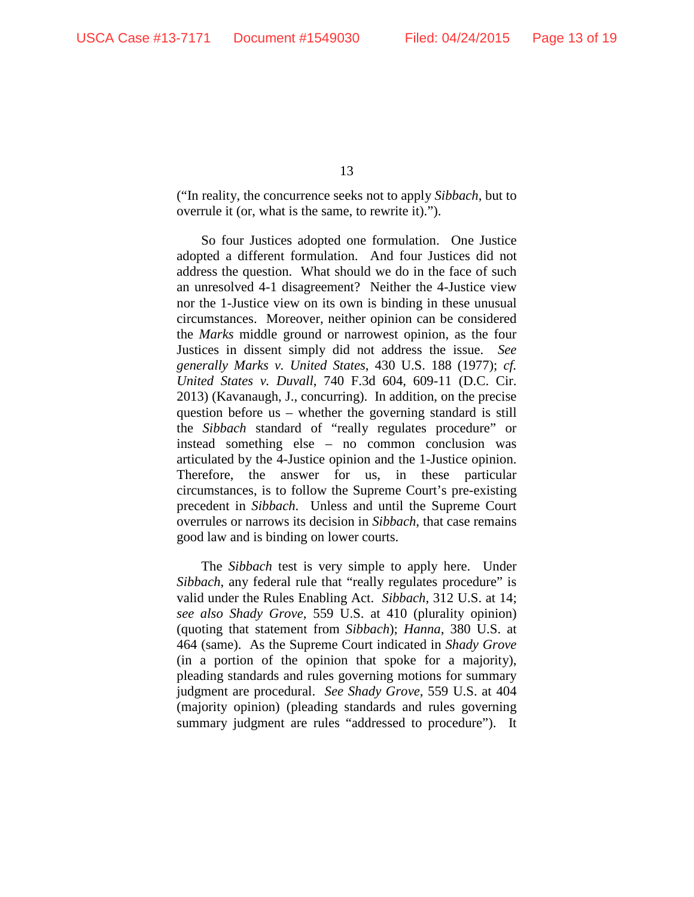("In reality, the concurrence seeks not to apply *Sibbach*, but to overrule it (or, what is the same, to rewrite it).").

So four Justices adopted one formulation. One Justice adopted a different formulation. And four Justices did not address the question. What should we do in the face of such an unresolved 4-1 disagreement? Neither the 4-Justice view nor the 1-Justice view on its own is binding in these unusual circumstances. Moreover, neither opinion can be considered the *Marks* middle ground or narrowest opinion, as the four Justices in dissent simply did not address the issue. *See generally Marks v. United States*, 430 U.S. 188 (1977); *cf. United States v. Duvall*, 740 F.3d 604, 609-11 (D.C. Cir. 2013) (Kavanaugh, J., concurring). In addition, on the precise question before us – whether the governing standard is still the *Sibbach* standard of "really regulates procedure" or instead something else – no common conclusion was articulated by the 4-Justice opinion and the 1-Justice opinion. Therefore, the answer for us, in these particular circumstances, is to follow the Supreme Court's pre-existing precedent in *Sibbach*. Unless and until the Supreme Court overrules or narrows its decision in *Sibbach*, that case remains good law and is binding on lower courts.

The *Sibbach* test is very simple to apply here. Under *Sibbach*, any federal rule that "really regulates procedure" is valid under the Rules Enabling Act. *Sibbach*, 312 U.S. at 14; *see also Shady Grove*, 559 U.S. at 410 (plurality opinion) (quoting that statement from *Sibbach*); *Hanna*, 380 U.S. at 464 (same). As the Supreme Court indicated in *Shady Grove* (in a portion of the opinion that spoke for a majority), pleading standards and rules governing motions for summary judgment are procedural. *See Shady Grove*, 559 U.S. at 404 (majority opinion) (pleading standards and rules governing summary judgment are rules "addressed to procedure"). It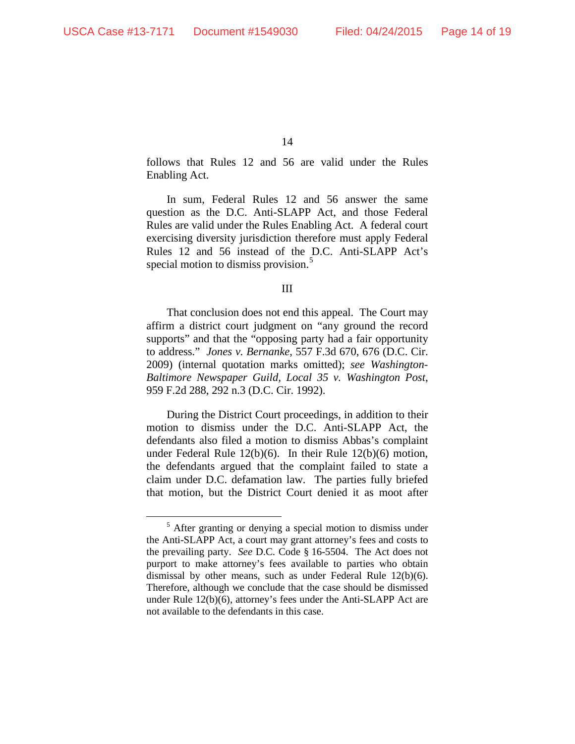follows that Rules 12 and 56 are valid under the Rules Enabling Act.

In sum, Federal Rules 12 and 56 answer the same question as the D.C. Anti-SLAPP Act, and those Federal Rules are valid under the Rules Enabling Act. A federal court exercising diversity jurisdiction therefore must apply Federal Rules 12 and 56 instead of the D.C. Anti-SLAPP Act's special motion to dismiss provision.[5]

## III

That conclusion does not end this appeal. The Court may affirm a district court judgment on "any ground the record supports" and that the "opposing party had a fair opportunity to address." *Jones v. Bernanke*, 557 F.3d 670, 676 (D.C. Cir. 2009) (internal quotation marks omitted); *see Washington-Baltimore Newspaper Guild, Local 35 v. Washington Post*, 959 F.2d 288, 292 n.3 (D.C. Cir. 1992).

During the District Court proceedings, in addition to their motion to dismiss under the D.C. Anti-SLAPP Act, the defendants also filed a motion to dismiss Abbas's complaint under Federal Rule 12(b)(6). In their Rule 12(b)(6) motion, the defendants argued that the complaint failed to state a claim under D.C. defamation law. The parties fully briefed that motion, but the District Court denied it as moot after

[5] After granting or denying a special motion to dismiss under the Anti-SLAPP Act, a court may grant attorney's fees and costs to the prevailing party. *See* D.C. Code § 16-5504. The Act does not purport to make attorney's fees available to parties who obtain dismissal by other means, such as under Federal Rule 12(b)(6). Therefore, although we conclude that the case should be dismissed under Rule 12(b)(6), attorney's fees under the Anti-SLAPP Act are not available to the defendants in this case.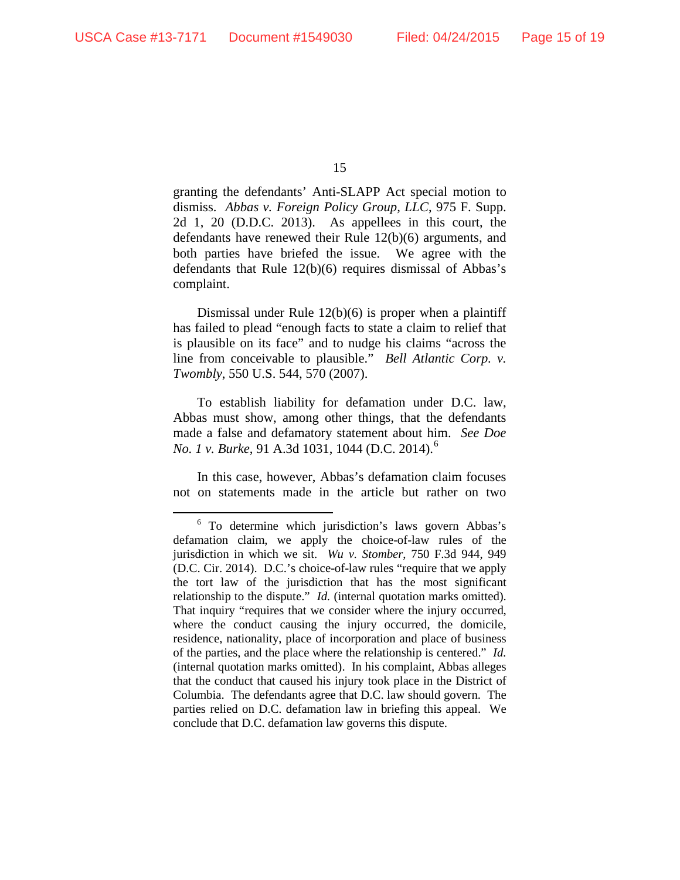granting the defendants' Anti-SLAPP Act special motion to dismiss. *Abbas v. Foreign Policy Group, LLC*, 975 F. Supp. 2d 1, 20 (D.D.C. 2013). As appellees in this court, the defendants have renewed their Rule 12(b)(6) arguments, and both parties have briefed the issue. We agree with the defendants that Rule 12(b)(6) requires dismissal of Abbas's complaint.

Dismissal under Rule 12(b)(6) is proper when a plaintiff has failed to plead "enough facts to state a claim to relief that is plausible on its face" and to nudge his claims "across the line from conceivable to plausible." *Bell Atlantic Corp. v. Twombly*, 550 U.S. 544, 570 (2007).

To establish liability for defamation under D.C. law, Abbas must show, among other things, that the defendants made a false and defamatory statement about him. *See Doe No. 1 v. Burke*, 91 A.3d 1031, 1044 (D.C. 2014).[6]

In this case, however, Abbas's defamation claim focuses not on statements made in the article but rather on two

[6] To determine which jurisdiction's laws govern Abbas's defamation claim, we apply the choice-of-law rules of the jurisdiction in which we sit. *Wu v. Stomber*, 750 F.3d 944, 949 (D.C. Cir. 2014). D.C.'s choice-of-law rules "require that we apply the tort law of the jurisdiction that has the most significant relationship to the dispute." *Id.* (internal quotation marks omitted). That inquiry "requires that we consider where the injury occurred, where the conduct causing the injury occurred, the domicile, residence, nationality, place of incorporation and place of business of the parties, and the place where the relationship is centered." *Id.* (internal quotation marks omitted). In his complaint, Abbas alleges that the conduct that caused his injury took place in the District of Columbia. The defendants agree that D.C. law should govern. The parties relied on D.C. defamation law in briefing this appeal. We conclude that D.C. defamation law governs this dispute.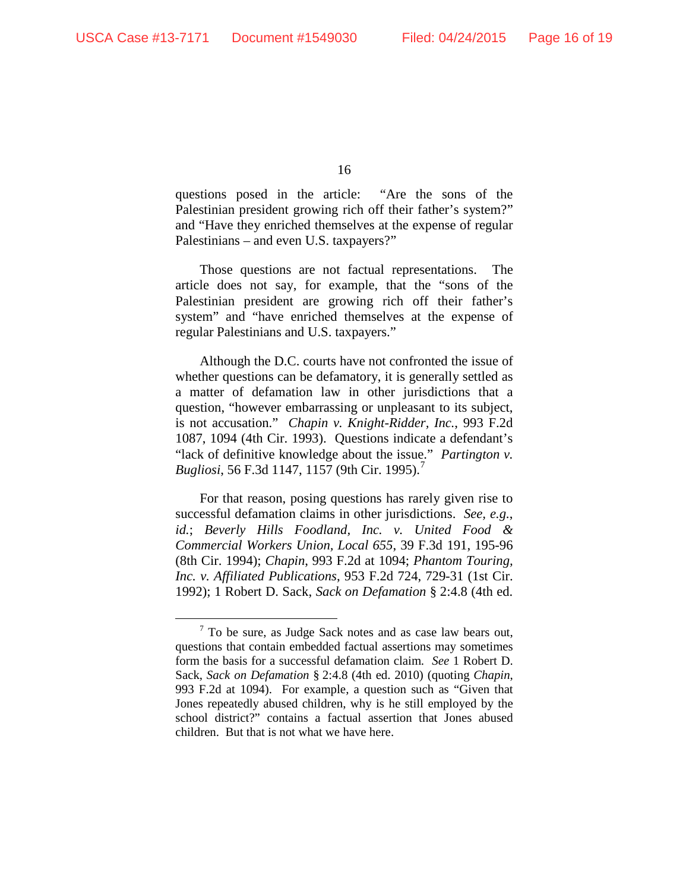questions posed in the article: "Are the sons of the Palestinian president growing rich off their father's system?" and "Have they enriched themselves at the expense of regular Palestinians – and even U.S. taxpayers?"

Those questions are not factual representations. The article does not say, for example, that the "sons of the Palestinian president are growing rich off their father's system" and "have enriched themselves at the expense of regular Palestinians and U.S. taxpayers."

Although the D.C. courts have not confronted the issue of whether questions can be defamatory, it is generally settled as a matter of defamation law in other jurisdictions that a question, "however embarrassing or unpleasant to its subject, is not accusation." *Chapin v. Knight-Ridder, Inc.*, 993 F.2d 1087, 1094 (4th Cir. 1993). Questions indicate a defendant's "lack of definitive knowledge about the issue." *Partington v. Bugliosi*, 56 F.3d 1147, 1157 (9th Cir. 1995).[7]

For that reason, posing questions has rarely given rise to successful defamation claims in other jurisdictions. *See, e.g.*, *id.*; *Beverly Hills Foodland, Inc. v. United Food & Commercial Workers Union, Local 655*, 39 F.3d 191, 195-96 (8th Cir. 1994); *Chapin*, 993 F.2d at 1094; *Phantom Touring, Inc. v. Affiliated Publications*, 953 F.2d 724, 729-31 (1st Cir. 1992); 1 Robert D. Sack, *Sack on Defamation* § 2:4.8 (4th ed.

[7] To be sure, as Judge Sack notes and as case law bears out, questions that contain embedded factual assertions may sometimes form the basis for a successful defamation claim. *See* 1 Robert D. Sack, *Sack on Defamation* § 2:4.8 (4th ed. 2010) (quoting *Chapin*, 993 F.2d at 1094). For example, a question such as "Given that Jones repeatedly abused children, why is he still employed by the school district?" contains a factual assertion that Jones abused children. But that is not what we have here.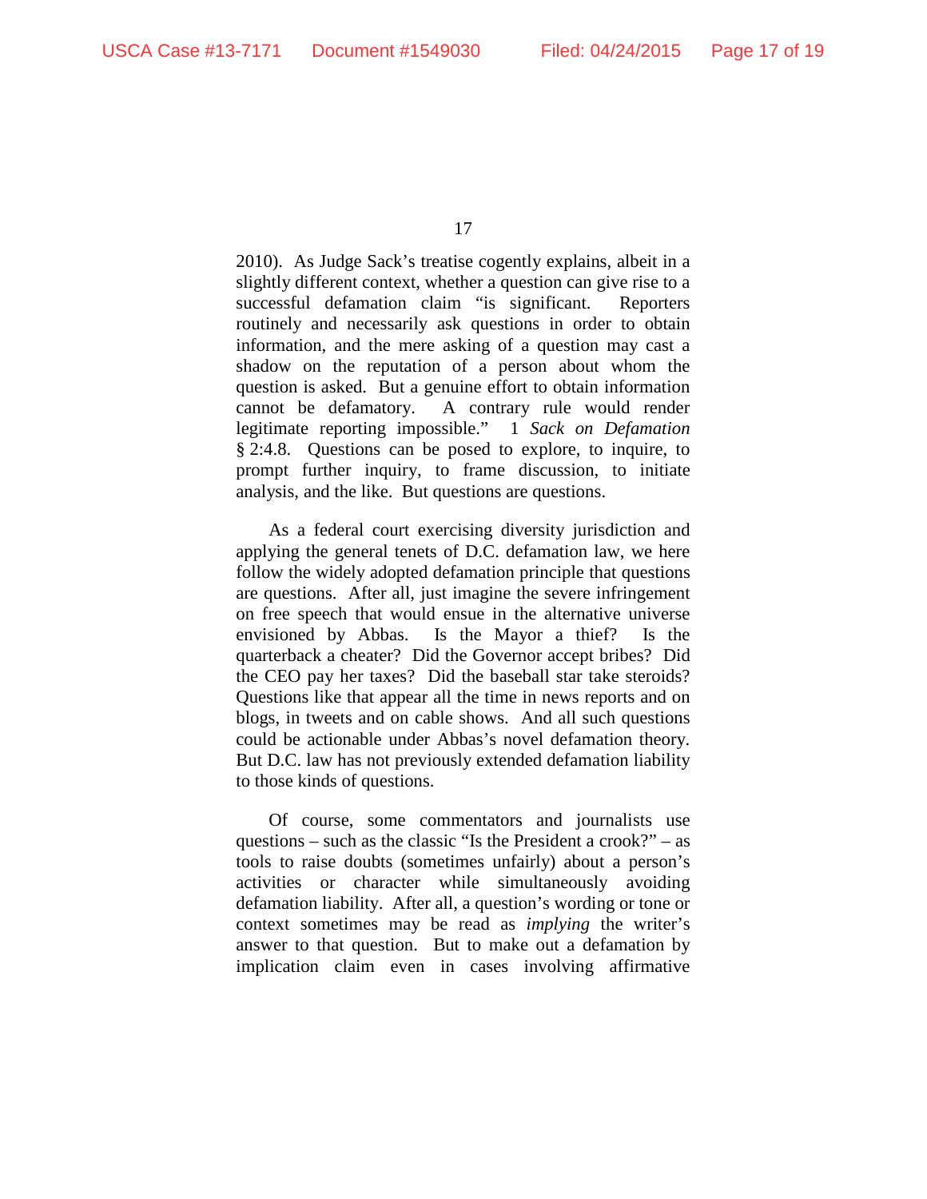2010). As Judge Sack's treatise cogently explains, albeit in a slightly different context, whether a question can give rise to a successful defamation claim "is significant. Reporters routinely and necessarily ask questions in order to obtain information, and the mere asking of a question may cast a shadow on the reputation of a person about whom the question is asked. But a genuine effort to obtain information cannot be defamatory. A contrary rule would render legitimate reporting impossible." 1 *Sack on Defamation* § 2:4.8. Questions can be posed to explore, to inquire, to prompt further inquiry, to frame discussion, to initiate analysis, and the like. But questions are questions.

As a federal court exercising diversity jurisdiction and applying the general tenets of D.C. defamation law, we here follow the widely adopted defamation principle that questions are questions. After all, just imagine the severe infringement on free speech that would ensue in the alternative universe envisioned by Abbas. Is the Mayor a thief? Is the quarterback a cheater? Did the Governor accept bribes? Did the CEO pay her taxes? Did the baseball star take steroids? Questions like that appear all the time in news reports and on blogs, in tweets and on cable shows. And all such questions could be actionable under Abbas's novel defamation theory. But D.C. law has not previously extended defamation liability to those kinds of questions.

Of course, some commentators and journalists use questions – such as the classic "Is the President a crook?" – as tools to raise doubts (sometimes unfairly) about a person's activities or character while simultaneously avoiding defamation liability. After all, a question's wording or tone or context sometimes may be read as *implying* the writer's answer to that question. But to make out a defamation by implication claim even in cases involving affirmative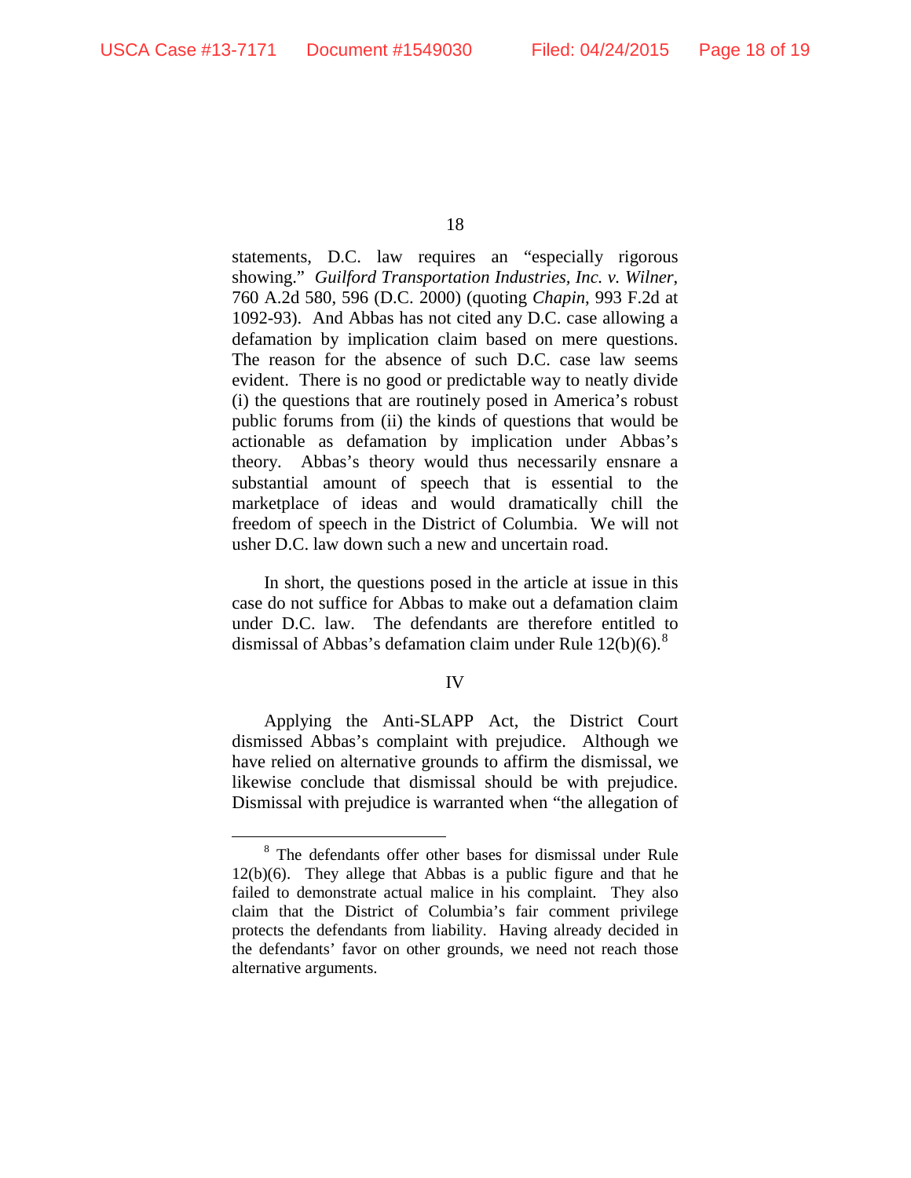statements, D.C. law requires an "especially rigorous showing." *Guilford Transportation Industries, Inc. v. Wilner*, 760 A.2d 580, 596 (D.C. 2000) (quoting *Chapin*, 993 F.2d at 1092-93). And Abbas has not cited any D.C. case allowing a defamation by implication claim based on mere questions. The reason for the absence of such D.C. case law seems evident. There is no good or predictable way to neatly divide (i) the questions that are routinely posed in America's robust public forums from (ii) the kinds of questions that would be actionable as defamation by implication under Abbas's theory. Abbas's theory would thus necessarily ensnare a substantial amount of speech that is essential to the marketplace of ideas and would dramatically chill the freedom of speech in the District of Columbia. We will not usher D.C. law down such a new and uncertain road.

In short, the questions posed in the article at issue in this case do not suffice for Abbas to make out a defamation claim under D.C. law. The defendants are therefore entitled to dismissal of Abbas's defamation claim under Rule 12(b)(6).[8]

## IV

Applying the Anti-SLAPP Act, the District Court dismissed Abbas's complaint with prejudice. Although we have relied on alternative grounds to affirm the dismissal, we likewise conclude that dismissal should be with prejudice. Dismissal with prejudice is warranted when "the allegation of

---

[8] The defendants offer other bases for dismissal under Rule 12(b)(6). They allege that Abbas is a public figure and that he failed to demonstrate actual malice in his complaint. They also claim that the District of Columbia's fair comment privilege protects the defendants from liability. Having already decided in the defendants' favor on other grounds, we need not reach those alternative arguments.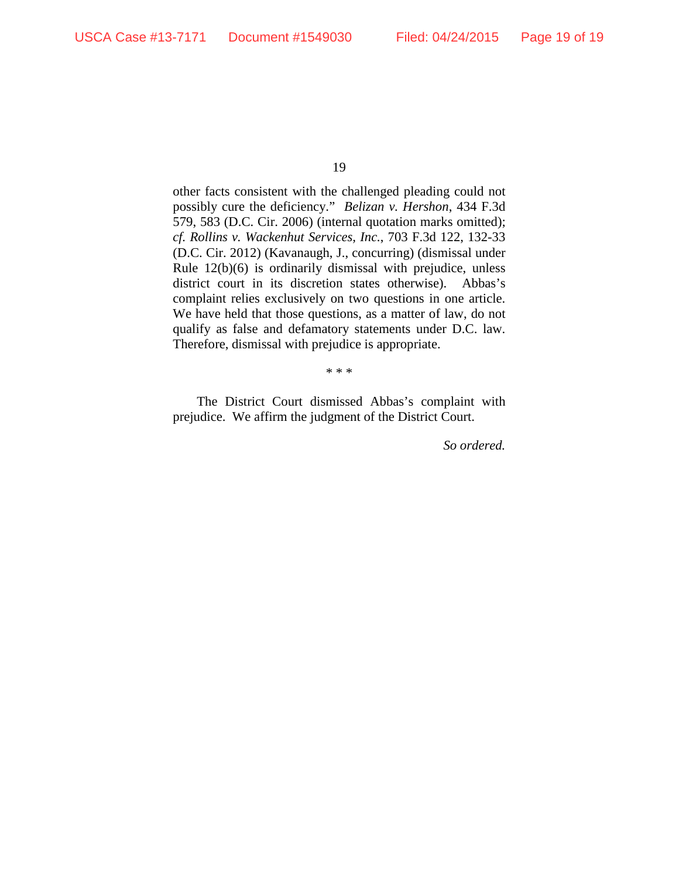other facts consistent with the challenged pleading could not possibly cure the deficiency." *Belizan v. Hershon*, 434 F.3d 579, 583 (D.C. Cir. 2006) (internal quotation marks omitted); *cf. Rollins v. Wackenhut Services, Inc.*, 703 F.3d 122, 132-33 (D.C. Cir. 2012) (Kavanaugh, J., concurring) (dismissal under Rule 12(b)(6) is ordinarily dismissal with prejudice, unless district court in its discretion states otherwise). Abbas's complaint relies exclusively on two questions in one article. We have held that those questions, as a matter of law, do not qualify as false and defamatory statements under D.C. law. Therefore, dismissal with prejudice is appropriate.

\* \* \*

The District Court dismissed Abbas's complaint with prejudice. We affirm the judgment of the District Court.

*So ordered.*